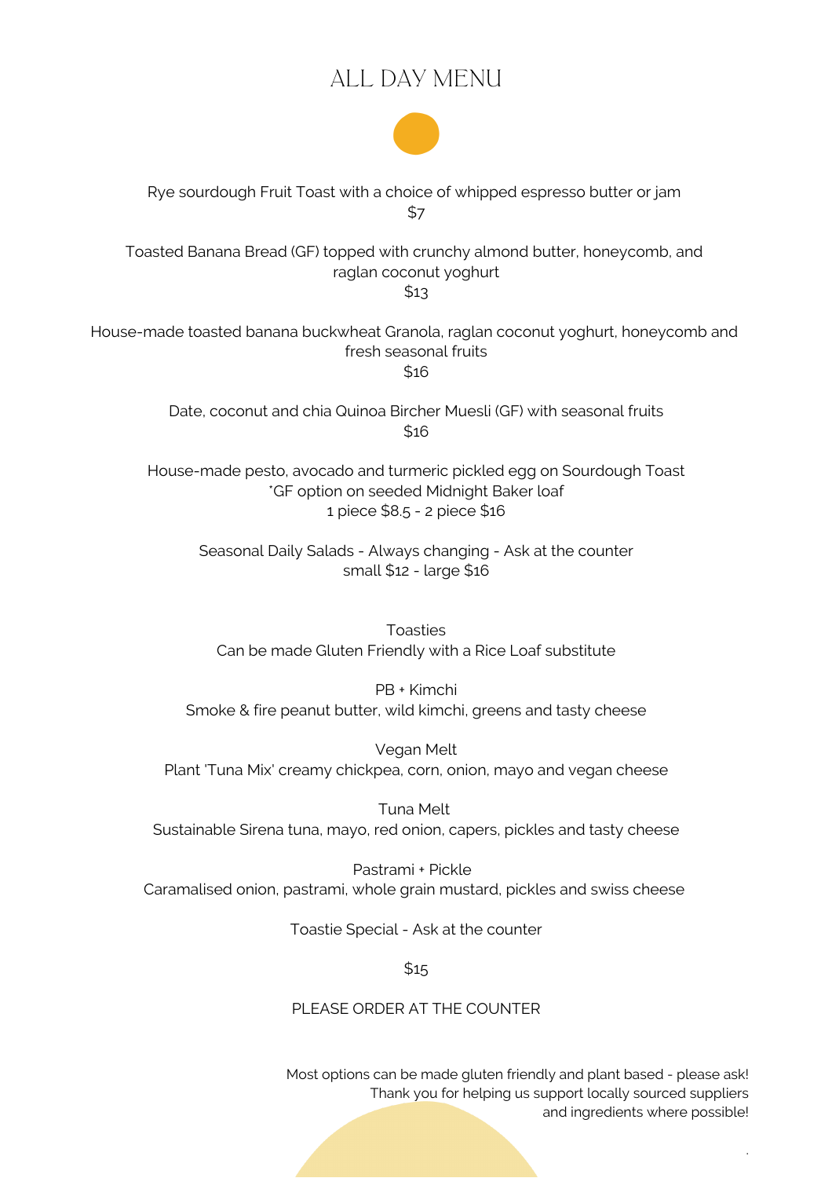# ALL DAY MENU

Rye sourdough Fruit Toast with a choice of whipped espresso butter or jam
$7

Toasted Banana Bread (GF) topped with crunchy almond butter, honeycomb, and raglan coconut yoghurt
$13

House-made toasted banana buckwheat Granola, raglan coconut yoghurt, honeycomb and fresh seasonal fruits
$16

Date, coconut and chia Quinoa Bircher Muesli (GF) with seasonal fruits
$16

House-made pesto, avocado and turmeric pickled egg on Sourdough Toast
*GF option on seeded Midnight Baker loaf
1 piece $8.5 - 2 piece $16

Seasonal Daily Salads - Always changing - Ask at the counter
small $12 - large $16

## Toasties

Can be made Gluten Friendly with a Rice Loaf substitute

PB + Kimchi
Smoke & fire peanut butter, wild kimchi, greens and tasty cheese

Vegan Melt
Plant 'Tuna Mix' creamy chickpea, corn, onion, mayo and vegan cheese

Tuna Melt
Sustainable Sirena tuna, mayo, red onion, capers, pickles and tasty cheese

Pastrami + Pickle
Caramalised onion, pastrami, whole grain mustard, pickles and swiss cheese

Toastie Special - Ask at the counter

$15

PLEASE ORDER AT THE COUNTER

Most options can be made gluten friendly and plant based - please ask!
Thank you for helping us support locally sourced suppliers and ingredients where possible!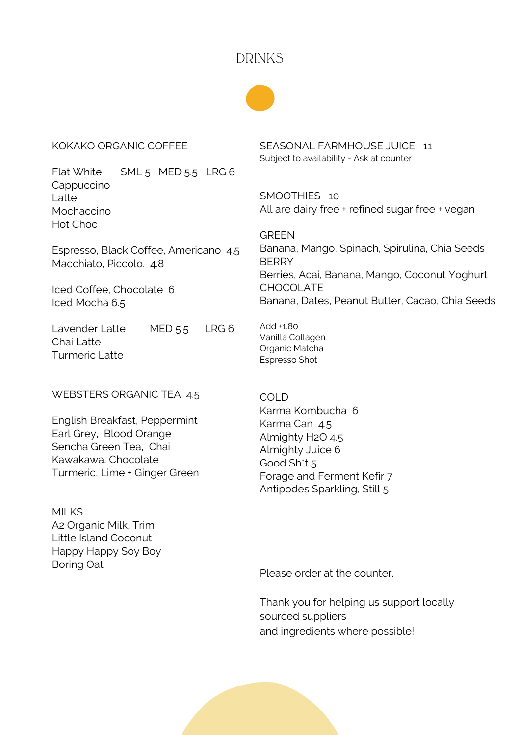# DRINKS

## KOKAKO ORGANIC COFFEE

Flat White SML 5 MED 5.5 LRG 6
Cappuccino
Latte
Mochaccino
Hot Choc

Espresso, Black Coffee, Americano 4.5
Macchiato, Piccolo. 4.8

Iced Coffee, Chocolate 6
Iced Mocha 6.5

Lavender Latte MED 5.5 LRG 6
Chai Latte
Turmeric Latte

## WEBSTERS ORGANIC TEA 4.5

English Breakfast, Peppermint
Earl Grey, Blood Orange
Sencha Green Tea, Chai
Kawakawa, Chocolate
Turmeric, Lime + Ginger Green

## MILKS

A2 Organic Milk, Trim
Little Island Coconut
Happy Happy Soy Boy
Boring Oat

## SEASONAL FARMHOUSE JUICE 11

Subject to availability - Ask at counter

## SMOOTHIES 10

All are dairy free + refined sugar free + vegan

GREEN
Banana, Mango, Spinach, Spirulina, Chia Seeds
BERRY
Berries, Acai, Banana, Mango, Coconut Yoghurt
CHOCOLATE
Banana, Dates, Peanut Butter, Cacao, Chia Seeds

Add +1.80
Vanilla Collagen
Organic Matcha
Espresso Shot

## COLD

Karma Kombucha 6
Karma Can 4.5
Almighty H2O 4.5
Almighty Juice 6
Good Sh*t 5
Forage and Ferment Kefir 7
Antipodes Sparkling, Still 5

Please order at the counter.

Thank you for helping us support locally sourced suppliers
and ingredients where possible!